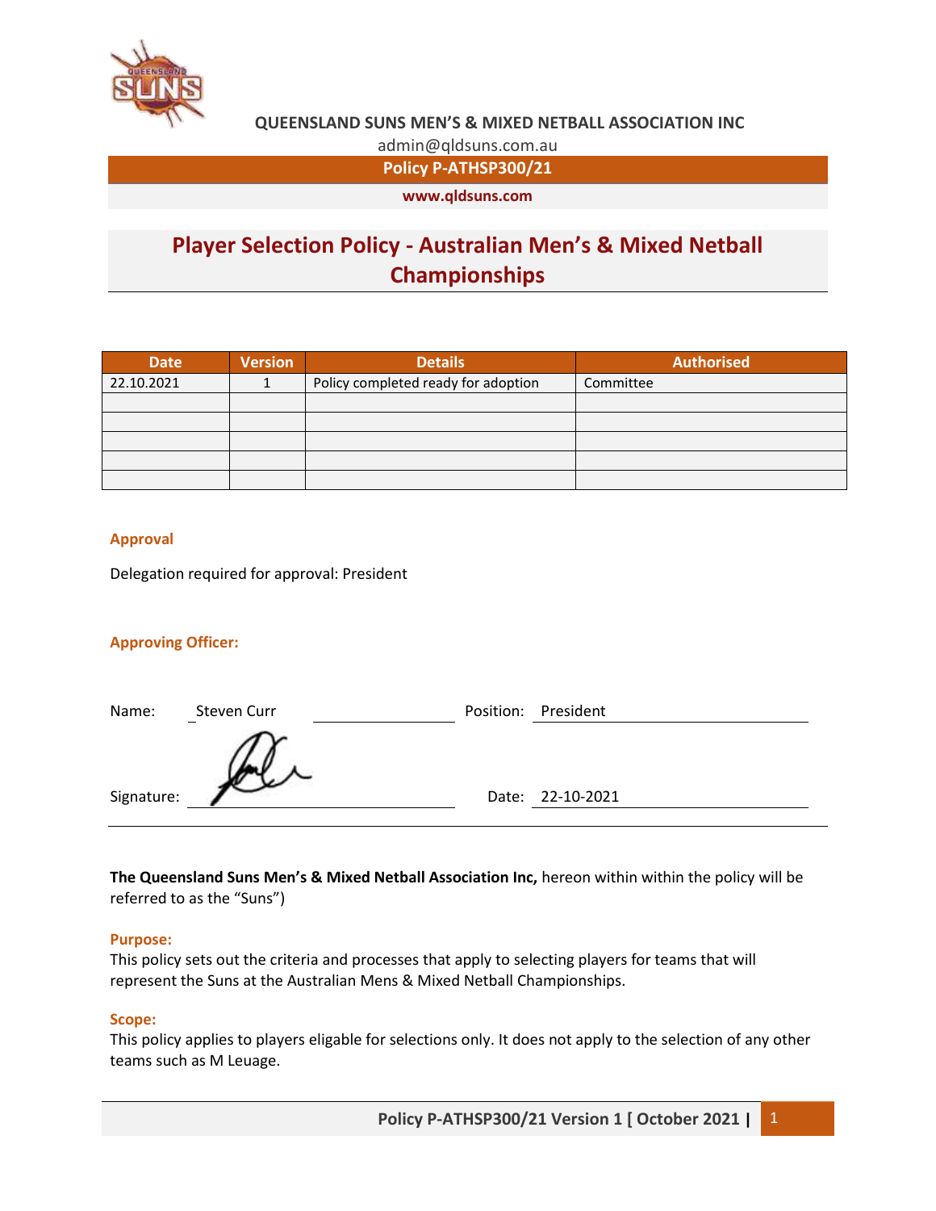**QUEENSLAND SUNS MEN'S & MIXED NETBALL ASSOCIATION INC**

admin@qldsuns.com.au

**Policy P-ATHSP300/21**

**www.qldsuns.com**

# Player Selection Policy - Australian Men's & Mixed Netball Championships

| Date | Version | Details | Authorised |
|---|---|---|---|
| 22.10.2021 | 1 | Policy completed ready for adoption | Committee |
| | | | |
| | | | |
| | | | |
| | | | |
| | | | |

### Approval

Delegation required for approval: President

### Approving Officer:

Name: Steven Curr Position: President

Signature: Date: 22-10-2021

**The Queensland Suns Men's & Mixed Netball Association Inc,** hereon within within the policy will be referred to as the "Suns")

### Purpose:

This policy sets out the criteria and processes that apply to selecting players for teams that will represent the Suns at the Australian Mens & Mixed Netball Championships.

### Scope:

This policy applies to players eligable for selections only. It does not apply to the selection of any other teams such as M Leuage.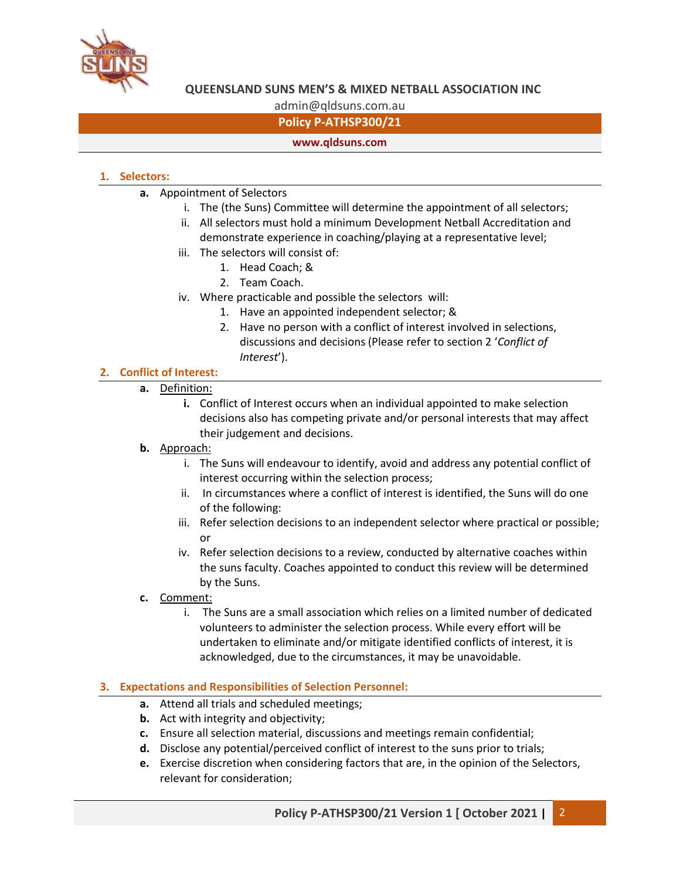## 1. Selectors:

**a.** Appointment of Selectors

i. The (the Suns) Committee will determine the appointment of all selectors;

ii. All selectors must hold a minimum Development Netball Accreditation and demonstrate experience in coaching/playing at a representative level;

iii. The selectors will consist of:

1. Head Coach; &
2. Team Coach.

iv. Where practicable and possible the selectors will:

1. Have an appointed independent selector; &
2. Have no person with a conflict of interest involved in selections, discussions and decisions (Please refer to section 2 '*Conflict of Interest*').

## 2. Conflict of Interest:

**a.** Definition:

**i.** Conflict of Interest occurs when an individual appointed to make selection decisions also has competing private and/or personal interests that may affect their judgement and decisions.

**b.** Approach:

i. The Suns will endeavour to identify, avoid and address any potential conflict of interest occurring within the selection process;

ii. In circumstances where a conflict of interest is identified, the Suns will do one of the following:

iii. Refer selection decisions to an independent selector where practical or possible; or

iv. Refer selection decisions to a review, conducted by alternative coaches within the suns faculty. Coaches appointed to conduct this review will be determined by the Suns.

**c.** Comment:

i. The Suns are a small association which relies on a limited number of dedicated volunteers to administer the selection process. While every effort will be undertaken to eliminate and/or mitigate identified conflicts of interest, it is acknowledged, due to the circumstances, it may be unavoidable.

## 3. Expectations and Responsibilities of Selection Personnel:

**a.** Attend all trials and scheduled meetings;

**b.** Act with integrity and objectivity;

**c.** Ensure all selection material, discussions and meetings remain confidential;

**d.** Disclose any potential/perceived conflict of interest to the suns prior to trials;

**e.** Exercise discretion when considering factors that are, in the opinion of the Selectors, relevant for consideration;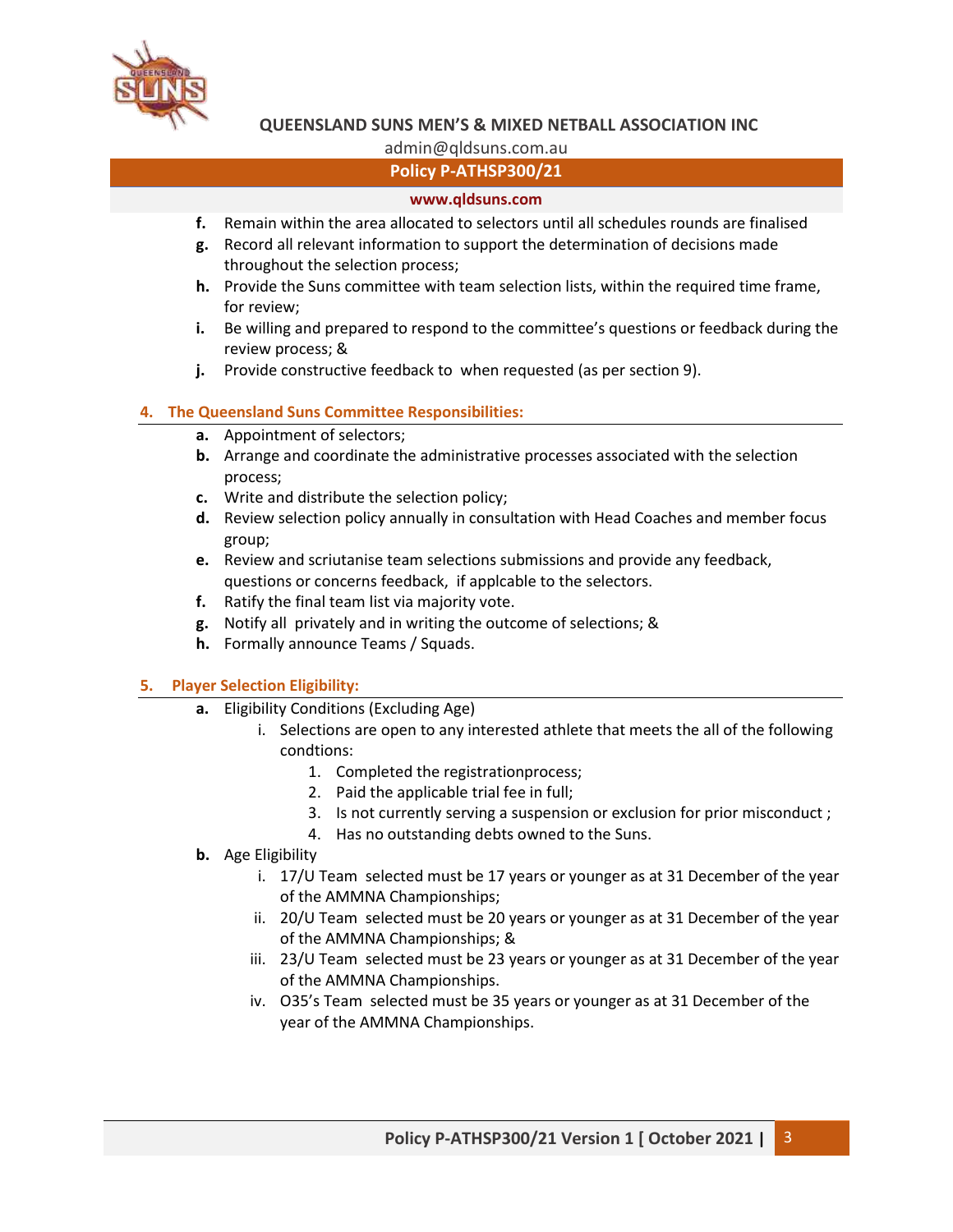f. Remain within the area allocated to selectors until all schedules rounds are finalised
g. Record all relevant information to support the determination of decisions made throughout the selection process;
h. Provide the Suns committee with team selection lists, within the required time frame, for review;
i. Be willing and prepared to respond to the committee's questions or feedback during the review process; &
j. Provide constructive feedback to  when requested (as per section 9).

## 4. The Queensland Suns Committee Responsibilities:

a. Appointment of selectors;
b. Arrange and coordinate the administrative processes associated with the selection process;
c. Write and distribute the selection policy;
d. Review selection policy annually in consultation with Head Coaches and member focus group;
e. Review and scriutanise team selections submissions and provide any feedback, questions or concerns feedback,  if applcable to the selectors.
f. Ratify the final team list via majority vote.
g. Notify all  privately and in writing the outcome of selections; &
h. Formally announce Teams / Squads.

## 5. Player Selection Eligibility:

a. Eligibility Conditions (Excluding Age)
   i. Selections are open to any interested athlete that meets the all of the following condtions:
      1. Completed the registrationprocess;
      2. Paid the applicable trial fee in full;
      3. Is not currently serving a suspension or exclusion for prior misconduct ;
      4. Has no outstanding debts owned to the Suns.
b. Age Eligibility
   i. 17/U Team  selected must be 17 years or younger as at 31 December of the year of the AMMNA Championships;
   ii. 20/U Team  selected must be 20 years or younger as at 31 December of the year of the AMMNA Championships; &
   iii. 23/U Team  selected must be 23 years or younger as at 31 December of the year of the AMMNA Championships.
   iv. O35's Team  selected must be 35 years or younger as at 31 December of the year of the AMMNA Championships.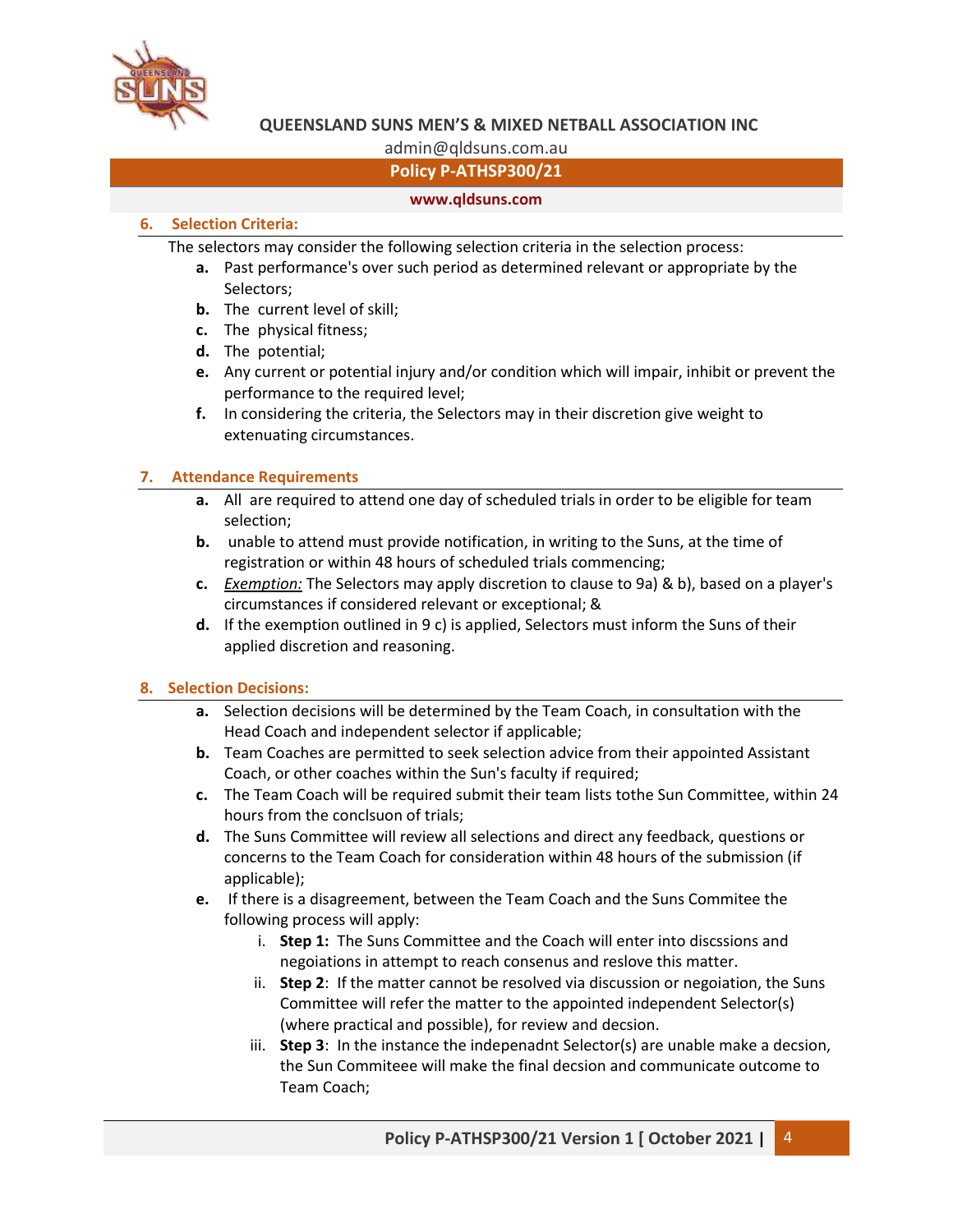## 6. Selection Criteria:

The selectors may consider the following selection criteria in the selection process:

- **a.** Past performance's over such period as determined relevant or appropriate by the Selectors;
- **b.** The current level of skill;
- **c.** The physical fitness;
- **d.** The potential;
- **e.** Any current or potential injury and/or condition which will impair, inhibit or prevent the performance to the required level;
- **f.** In considering the criteria, the Selectors may in their discretion give weight to extenuating circumstances.

## 7. Attendance Requirements

- **a.** All are required to attend one day of scheduled trials in order to be eligible for team selection;
- **b.** unable to attend must provide notification, in writing to the Suns, at the time of registration or within 48 hours of scheduled trials commencing;
- **c.** *Exemption:* The Selectors may apply discretion to clause to 9a) & b), based on a player's circumstances if considered relevant or exceptional; &
- **d.** If the exemption outlined in 9 c) is applied, Selectors must inform the Suns of their applied discretion and reasoning.

## 8. Selection Decisions:

- **a.** Selection decisions will be determined by the Team Coach, in consultation with the Head Coach and independent selector if applicable;
- **b.** Team Coaches are permitted to seek selection advice from their appointed Assistant Coach, or other coaches within the Sun's faculty if required;
- **c.** The Team Coach will be required submit their team lists tothe Sun Committee, within 24 hours from the conclsuon of trials;
- **d.** The Suns Committee will review all selections and direct any feedback, questions or concerns to the Team Coach for consideration within 48 hours of the submission (if applicable);
- **e.** If there is a disagreement, between the Team Coach and the Suns Commitee the following process will apply:
  - i. **Step 1:** The Suns Committee and the Coach will enter into discssions and negoiations in attempt to reach consenus and reslove this matter.
  - ii. **Step 2**: If the matter cannot be resolved via discussion or negoiation, the Suns Committee will refer the matter to the appointed independent Selector(s) (where practical and possible), for review and decsion.
  - iii. **Step 3**: In the instance the indepenadnt Selector(s) are unable make a decsion, the Sun Commiteee will make the final decsion and communicate outcome to Team Coach;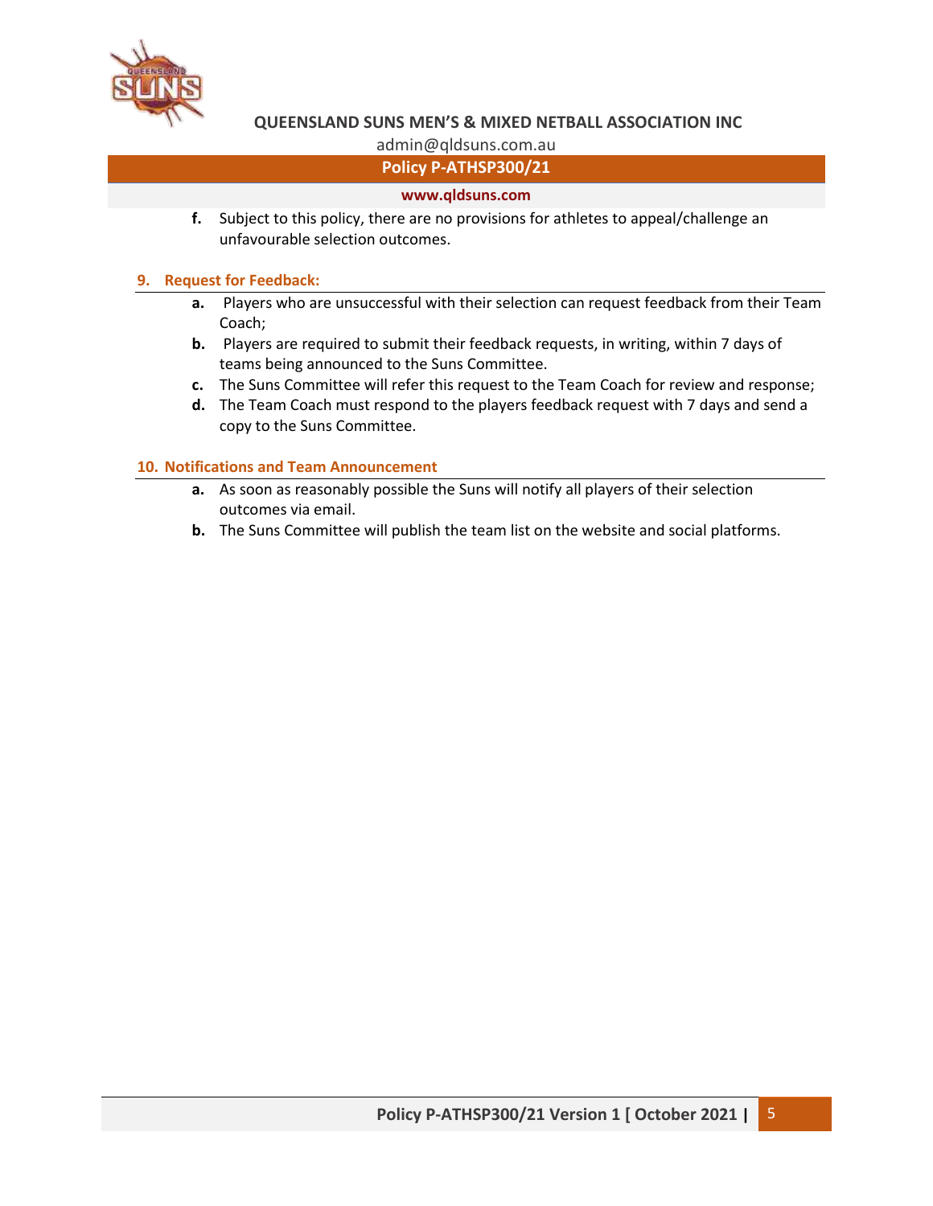f. Subject to this policy, there are no provisions for athletes to appeal/challenge an unfavourable selection outcomes.

## 9. Request for Feedback:

a. Players who are unsuccessful with their selection can request feedback from their Team Coach;

b. Players are required to submit their feedback requests, in writing, within 7 days of teams being announced to the Suns Committee.

c. The Suns Committee will refer this request to the Team Coach for review and response;

d. The Team Coach must respond to the players feedback request with 7 days and send a copy to the Suns Committee.

## 10. Notifications and Team Announcement

a. As soon as reasonably possible the Suns will notify all players of their selection outcomes via email.

b. The Suns Committee will publish the team list on the website and social platforms.